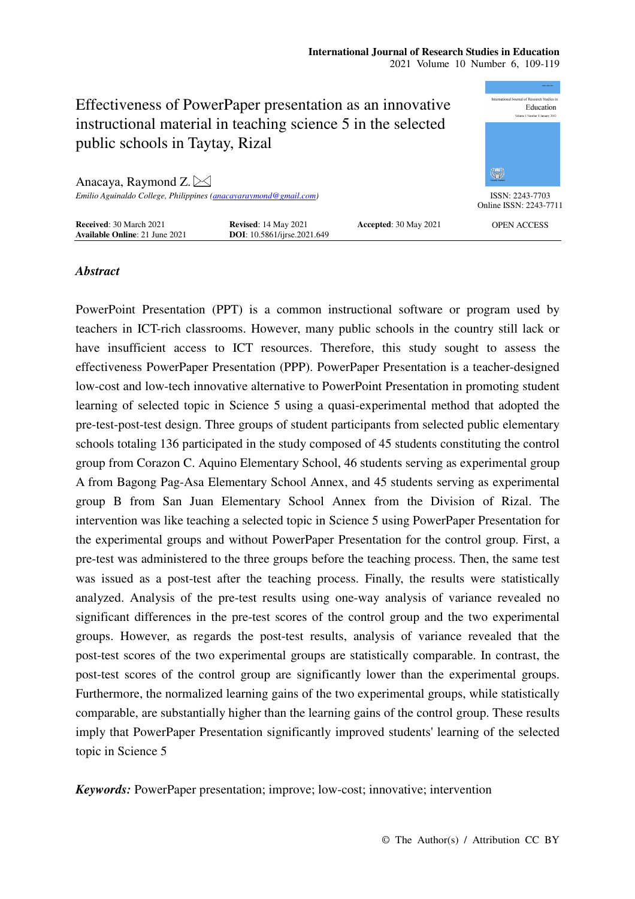# Effectiveness of PowerPaper presentation as an innovative instructional material in teaching science 5 in the selected public schools in Taytay, Rizal

Anacaya, Raymond Z.

*Emilio Aguinaldo College, Philippines (anacayaraymond@gmail.com)*

ISSN: 2243-7703
Online ISSN: 2243-7711

**Received**: 30 March 2021 **Revised**: 14 May 2021 **Accepted**: 30 May 2021
**Available Online**: 21 June 2021 **DOI**: 10.5861/ijrse.2021.649

OPEN ACCESS

## *Abstract*

PowerPoint Presentation (PPT) is a common instructional software or program used by teachers in ICT-rich classrooms. However, many public schools in the country still lack or have insufficient access to ICT resources. Therefore, this study sought to assess the effectiveness PowerPaper Presentation (PPP). PowerPaper Presentation is a teacher-designed low-cost and low-tech innovative alternative to PowerPoint Presentation in promoting student learning of selected topic in Science 5 using a quasi-experimental method that adopted the pre-test-post-test design. Three groups of student participants from selected public elementary schools totaling 136 participated in the study composed of 45 students constituting the control group from Corazon C. Aquino Elementary School, 46 students serving as experimental group A from Bagong Pag-Asa Elementary School Annex, and 45 students serving as experimental group B from San Juan Elementary School Annex from the Division of Rizal. The intervention was like teaching a selected topic in Science 5 using PowerPaper Presentation for the experimental groups and without PowerPaper Presentation for the control group. First, a pre-test was administered to the three groups before the teaching process. Then, the same test was issued as a post-test after the teaching process. Finally, the results were statistically analyzed. Analysis of the pre-test results using one-way analysis of variance revealed no significant differences in the pre-test scores of the control group and the two experimental groups. However, as regards the post-test results, analysis of variance revealed that the post-test scores of the two experimental groups are statistically comparable. In contrast, the post-test scores of the control group are significantly lower than the experimental groups. Furthermore, the normalized learning gains of the two experimental groups, while statistically comparable, are substantially higher than the learning gains of the control group. These results imply that PowerPaper Presentation significantly improved students' learning of the selected topic in Science 5

***Keywords:*** PowerPaper presentation; improve; low-cost; innovative; intervention

© The Author(s) / Attribution CC BY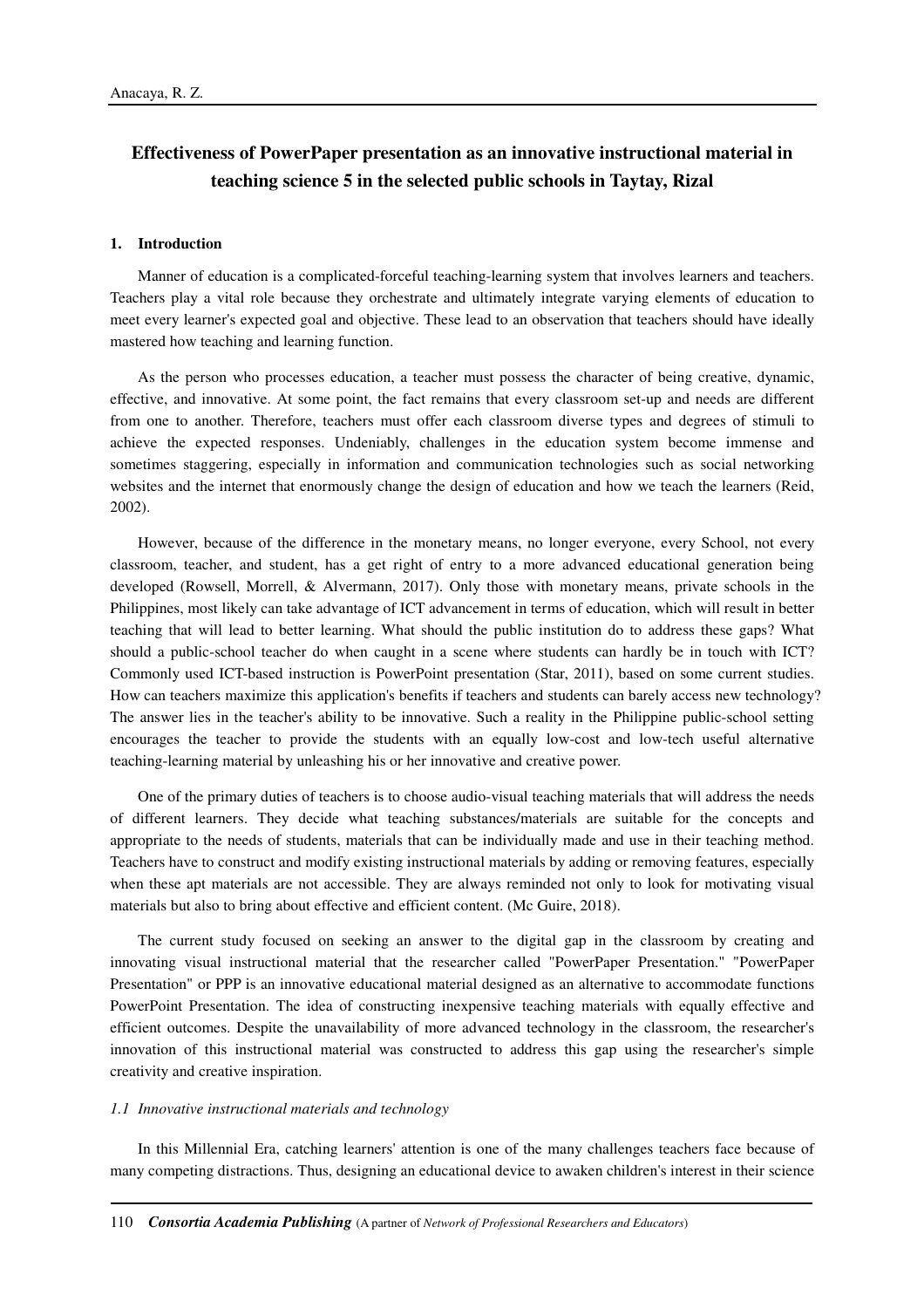## Effectiveness of PowerPaper presentation as an innovative instructional material in teaching science 5 in the selected public schools in Taytay, Rizal

### 1. Introduction

Manner of education is a complicated-forceful teaching-learning system that involves learners and teachers. Teachers play a vital role because they orchestrate and ultimately integrate varying elements of education to meet every learner's expected goal and objective. These lead to an observation that teachers should have ideally mastered how teaching and learning function.

As the person who processes education, a teacher must possess the character of being creative, dynamic, effective, and innovative. At some point, the fact remains that every classroom set-up and needs are different from one to another. Therefore, teachers must offer each classroom diverse types and degrees of stimuli to achieve the expected responses. Undeniably, challenges in the education system become immense and sometimes staggering, especially in information and communication technologies such as social networking websites and the internet that enormously change the design of education and how we teach the learners (Reid, 2002).

However, because of the difference in the monetary means, no longer everyone, every School, not every classroom, teacher, and student, has a get right of entry to a more advanced educational generation being developed (Rowsell, Morrell, & Alvermann, 2017). Only those with monetary means, private schools in the Philippines, most likely can take advantage of ICT advancement in terms of education, which will result in better teaching that will lead to better learning. What should the public institution do to address these gaps? What should a public-school teacher do when caught in a scene where students can hardly be in touch with ICT? Commonly used ICT-based instruction is PowerPoint presentation (Star, 2011), based on some current studies. How can teachers maximize this application's benefits if teachers and students can barely access new technology? The answer lies in the teacher's ability to be innovative. Such a reality in the Philippine public-school setting encourages the teacher to provide the students with an equally low-cost and low-tech useful alternative teaching-learning material by unleashing his or her innovative and creative power.

One of the primary duties of teachers is to choose audio-visual teaching materials that will address the needs of different learners. They decide what teaching substances/materials are suitable for the concepts and appropriate to the needs of students, materials that can be individually made and use in their teaching method. Teachers have to construct and modify existing instructional materials by adding or removing features, especially when these apt materials are not accessible. They are always reminded not only to look for motivating visual materials but also to bring about effective and efficient content. (Mc Guire, 2018).

The current study focused on seeking an answer to the digital gap in the classroom by creating and innovating visual instructional material that the researcher called "PowerPaper Presentation." "PowerPaper Presentation" or PPP is an innovative educational material designed as an alternative to accommodate functions PowerPoint Presentation. The idea of constructing inexpensive teaching materials with equally effective and efficient outcomes. Despite the unavailability of more advanced technology in the classroom, the researcher's innovation of this instructional material was constructed to address this gap using the researcher's simple creativity and creative inspiration.

#### *1.1 Innovative instructional materials and technology*

In this Millennial Era, catching learners' attention is one of the many challenges teachers face because of many competing distractions. Thus, designing an educational device to awaken children's interest in their science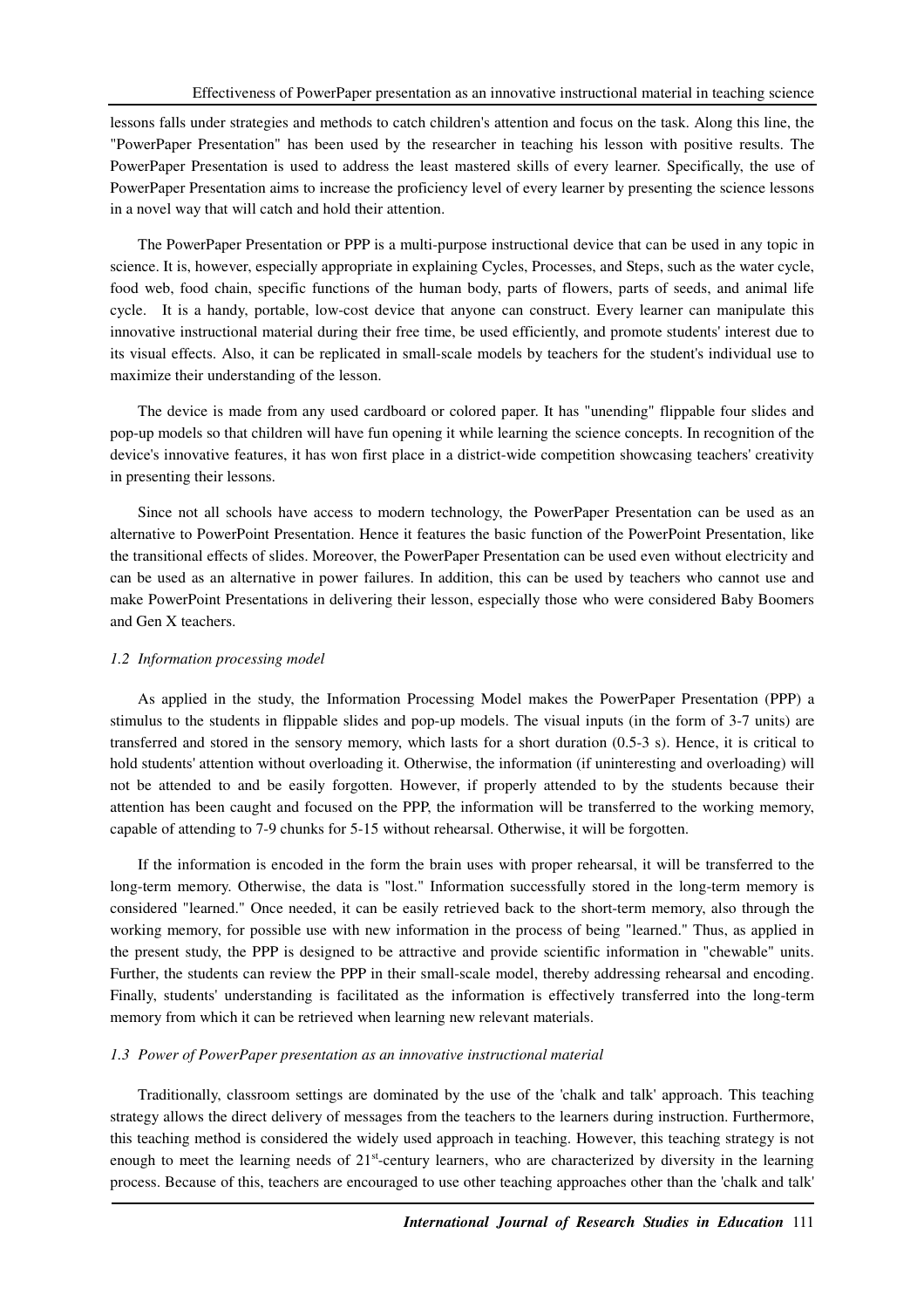lessons falls under strategies and methods to catch children's attention and focus on the task. Along this line, the "PowerPaper Presentation" has been used by the researcher in teaching his lesson with positive results. The PowerPaper Presentation is used to address the least mastered skills of every learner. Specifically, the use of PowerPaper Presentation aims to increase the proficiency level of every learner by presenting the science lessons in a novel way that will catch and hold their attention.

The PowerPaper Presentation or PPP is a multi-purpose instructional device that can be used in any topic in science. It is, however, especially appropriate in explaining Cycles, Processes, and Steps, such as the water cycle, food web, food chain, specific functions of the human body, parts of flowers, parts of seeds, and animal life cycle. It is a handy, portable, low-cost device that anyone can construct. Every learner can manipulate this innovative instructional material during their free time, be used efficiently, and promote students' interest due to its visual effects. Also, it can be replicated in small-scale models by teachers for the student's individual use to maximize their understanding of the lesson.

The device is made from any used cardboard or colored paper. It has "unending" flippable four slides and pop-up models so that children will have fun opening it while learning the science concepts. In recognition of the device's innovative features, it has won first place in a district-wide competition showcasing teachers' creativity in presenting their lessons.

Since not all schools have access to modern technology, the PowerPaper Presentation can be used as an alternative to PowerPoint Presentation. Hence it features the basic function of the PowerPoint Presentation, like the transitional effects of slides. Moreover, the PowerPaper Presentation can be used even without electricity and can be used as an alternative in power failures. In addition, this can be used by teachers who cannot use and make PowerPoint Presentations in delivering their lesson, especially those who were considered Baby Boomers and Gen X teachers.

### *1.2 Information processing model*

As applied in the study, the Information Processing Model makes the PowerPaper Presentation (PPP) a stimulus to the students in flippable slides and pop-up models. The visual inputs (in the form of 3-7 units) are transferred and stored in the sensory memory, which lasts for a short duration (0.5-3 s). Hence, it is critical to hold students' attention without overloading it. Otherwise, the information (if uninteresting and overloading) will not be attended to and be easily forgotten. However, if properly attended to by the students because their attention has been caught and focused on the PPP, the information will be transferred to the working memory, capable of attending to 7-9 chunks for 5-15 without rehearsal. Otherwise, it will be forgotten.

If the information is encoded in the form the brain uses with proper rehearsal, it will be transferred to the long-term memory. Otherwise, the data is "lost." Information successfully stored in the long-term memory is considered "learned." Once needed, it can be easily retrieved back to the short-term memory, also through the working memory, for possible use with new information in the process of being "learned." Thus, as applied in the present study, the PPP is designed to be attractive and provide scientific information in "chewable" units. Further, the students can review the PPP in their small-scale model, thereby addressing rehearsal and encoding. Finally, students' understanding is facilitated as the information is effectively transferred into the long-term memory from which it can be retrieved when learning new relevant materials.

### *1.3 Power of PowerPaper presentation as an innovative instructional material*

Traditionally, classroom settings are dominated by the use of the 'chalk and talk' approach. This teaching strategy allows the direct delivery of messages from the teachers to the learners during instruction. Furthermore, this teaching method is considered the widely used approach in teaching. However, this teaching strategy is not enough to meet the learning needs of 21st-century learners, who are characterized by diversity in the learning process. Because of this, teachers are encouraged to use other teaching approaches other than the 'chalk and talk'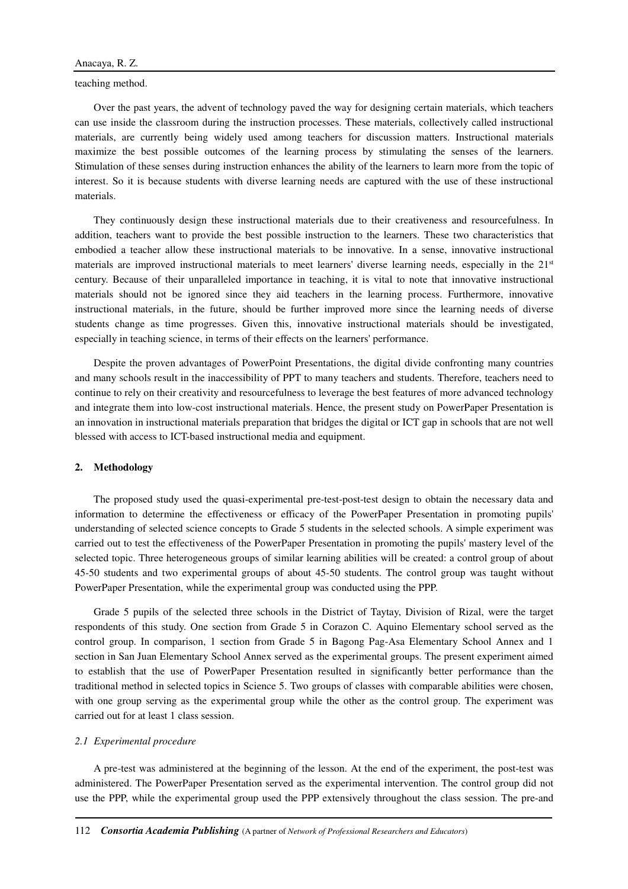teaching method.

Over the past years, the advent of technology paved the way for designing certain materials, which teachers can use inside the classroom during the instruction processes. These materials, collectively called instructional materials, are currently being widely used among teachers for discussion matters. Instructional materials maximize the best possible outcomes of the learning process by stimulating the senses of the learners. Stimulation of these senses during instruction enhances the ability of the learners to learn more from the topic of interest. So it is because students with diverse learning needs are captured with the use of these instructional materials.

They continuously design these instructional materials due to their creativeness and resourcefulness. In addition, teachers want to provide the best possible instruction to the learners. These two characteristics that embodied a teacher allow these instructional materials to be innovative. In a sense, innovative instructional materials are improved instructional materials to meet learners' diverse learning needs, especially in the 21st century. Because of their unparalleled importance in teaching, it is vital to note that innovative instructional materials should not be ignored since they aid teachers in the learning process. Furthermore, innovative instructional materials, in the future, should be further improved more since the learning needs of diverse students change as time progresses. Given this, innovative instructional materials should be investigated, especially in teaching science, in terms of their effects on the learners' performance.

Despite the proven advantages of PowerPoint Presentations, the digital divide confronting many countries and many schools result in the inaccessibility of PPT to many teachers and students. Therefore, teachers need to continue to rely on their creativity and resourcefulness to leverage the best features of more advanced technology and integrate them into low-cost instructional materials. Hence, the present study on PowerPaper Presentation is an innovation in instructional materials preparation that bridges the digital or ICT gap in schools that are not well blessed with access to ICT-based instructional media and equipment.

## 2. Methodology

The proposed study used the quasi-experimental pre-test-post-test design to obtain the necessary data and information to determine the effectiveness or efficacy of the PowerPaper Presentation in promoting pupils' understanding of selected science concepts to Grade 5 students in the selected schools. A simple experiment was carried out to test the effectiveness of the PowerPaper Presentation in promoting the pupils' mastery level of the selected topic. Three heterogeneous groups of similar learning abilities will be created: a control group of about 45-50 students and two experimental groups of about 45-50 students. The control group was taught without PowerPaper Presentation, while the experimental group was conducted using the PPP.

Grade 5 pupils of the selected three schools in the District of Taytay, Division of Rizal, were the target respondents of this study. One section from Grade 5 in Corazon C. Aquino Elementary school served as the control group. In comparison, 1 section from Grade 5 in Bagong Pag-Asa Elementary School Annex and 1 section in San Juan Elementary School Annex served as the experimental groups. The present experiment aimed to establish that the use of PowerPaper Presentation resulted in significantly better performance than the traditional method in selected topics in Science 5. Two groups of classes with comparable abilities were chosen, with one group serving as the experimental group while the other as the control group. The experiment was carried out for at least 1 class session.

### *2.1 Experimental procedure*

A pre-test was administered at the beginning of the lesson. At the end of the experiment, the post-test was administered. The PowerPaper Presentation served as the experimental intervention. The control group did not use the PPP, while the experimental group used the PPP extensively throughout the class session. The pre-and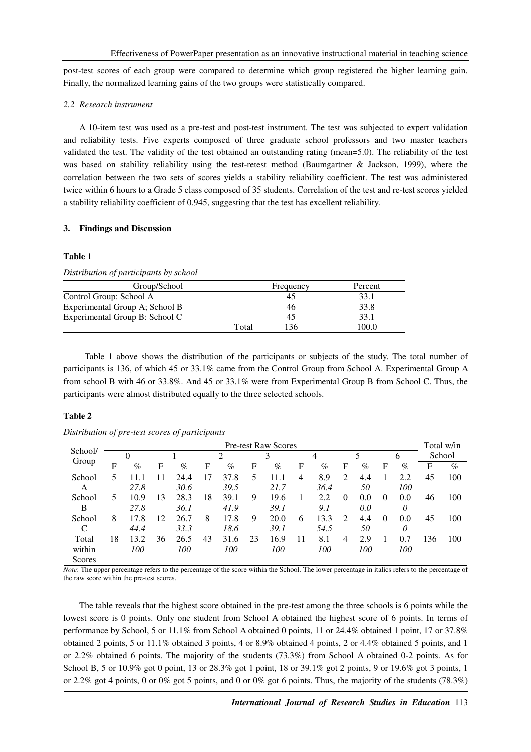post-test scores of each group were compared to determine which group registered the higher learning gain. Finally, the normalized learning gains of the two groups were statistically compared.

### *2.2 Research instrument*

A 10-item test was used as a pre-test and post-test instrument. The test was subjected to expert validation and reliability tests. Five experts composed of three graduate school professors and two master teachers validated the test. The validity of the test obtained an outstanding rating (mean=5.0). The reliability of the test was based on stability reliability using the test-retest method (Baumgartner & Jackson, 1999), where the correlation between the two sets of scores yields a stability reliability coefficient. The test was administered twice within 6 hours to a Grade 5 class composed of 35 students. Correlation of the test and re-test scores yielded a stability reliability coefficient of 0.945, suggesting that the test has excellent reliability.

## 3. Findings and Discussion

**Table 1**

*Distribution of participants by school*

| Group/School | | Frequency | Percent |
|---|---|---|---|
| Control Group: School A | | 45 | 33.1 |
| Experimental Group A; School B | | 46 | 33.8 |
| Experimental Group B: School C | | 45 | 33.1 |
| | Total | 136 | 100.0 |

Table 1 above shows the distribution of the participants or subjects of the study. The total number of participants is 136, of which 45 or 33.1% came from the Control Group from School A. Experimental Group A from school B with 46 or 33.8%. And 45 or 33.1% were from Experimental Group B from School C. Thus, the participants were almost distributed equally to the three selected schools.

**Table 2**

*Distribution of pre-test scores of participants*

| School/ Group | Pre-test Raw Scores | | | | | | | | | | | | | | Total w/in School | |
|---|---|---|---|---|---|---|---|---|---|---|---|---|---|---|---|---|
| | 0 | | 1 | | 2 | | 3 | | 4 | | 5 | | 6 | | | |
| | F | % | F | % | F | % | F | % | F | % | F | % | F | % | F | % |
| School A | 5 | 11.1 *27.8* | 11 | 24.4 *30.6* | 17 | 37.8 *39.5* | 5 | 11.1 *21.7* | 4 | 8.9 *36.4* | 2 | 4.4 *50* | 1 | 2.2 *100* | 45 | 100 |
| School B | 5 | 10.9 *27.8* | 13 | 28.3 *36.1* | 18 | 39.1 *41.9* | 9 | 19.6 *39.1* | 1 | 2.2 *9.1* | 0 | 0.0 *0.0* | 0 | 0.0 *0* | 46 | 100 |
| School C | 8 | 17.8 *44.4* | 12 | 26.7 *33.3* | 8 | 17.8 *18.6* | 9 | 20.0 *39.1* | 6 | 13.3 *54.5* | 2 | 4.4 *50* | 0 | 0.0 *0* | 45 | 100 |
| Total within Scores | 18 | 13.2 *100* | 36 | 26.5 *100* | 43 | 31.6 *100* | 23 | 16.9 *100* | 11 | 8.1 *100* | 4 | 2.9 *100* | 1 | 0.7 *100* | 136 | 100 |

*Note*: The upper percentage refers to the percentage of the score within the School. The lower percentage in italics refers to the percentage of the raw score within the pre-test scores.

The table reveals that the highest score obtained in the pre-test among the three schools is 6 points while the lowest score is 0 points. Only one student from School A obtained the highest score of 6 points. In terms of performance by School, 5 or 11.1% from School A obtained 0 points, 11 or 24.4% obtained 1 point, 17 or 37.8% obtained 2 points, 5 or 11.1% obtained 3 points, 4 or 8.9% obtained 4 points, 2 or 4.4% obtained 5 points, and 1 or 2.2% obtained 6 points. The majority of the students (73.3%) from School A obtained 0-2 points. As for School B, 5 or 10.9% got 0 point, 13 or 28.3% got 1 point, 18 or 39.1% got 2 points, 9 or 19.6% got 3 points, 1 or 2.2% got 4 points, 0 or 0% got 5 points, and 0 or 0% got 6 points. Thus, the majority of the students (78.3%)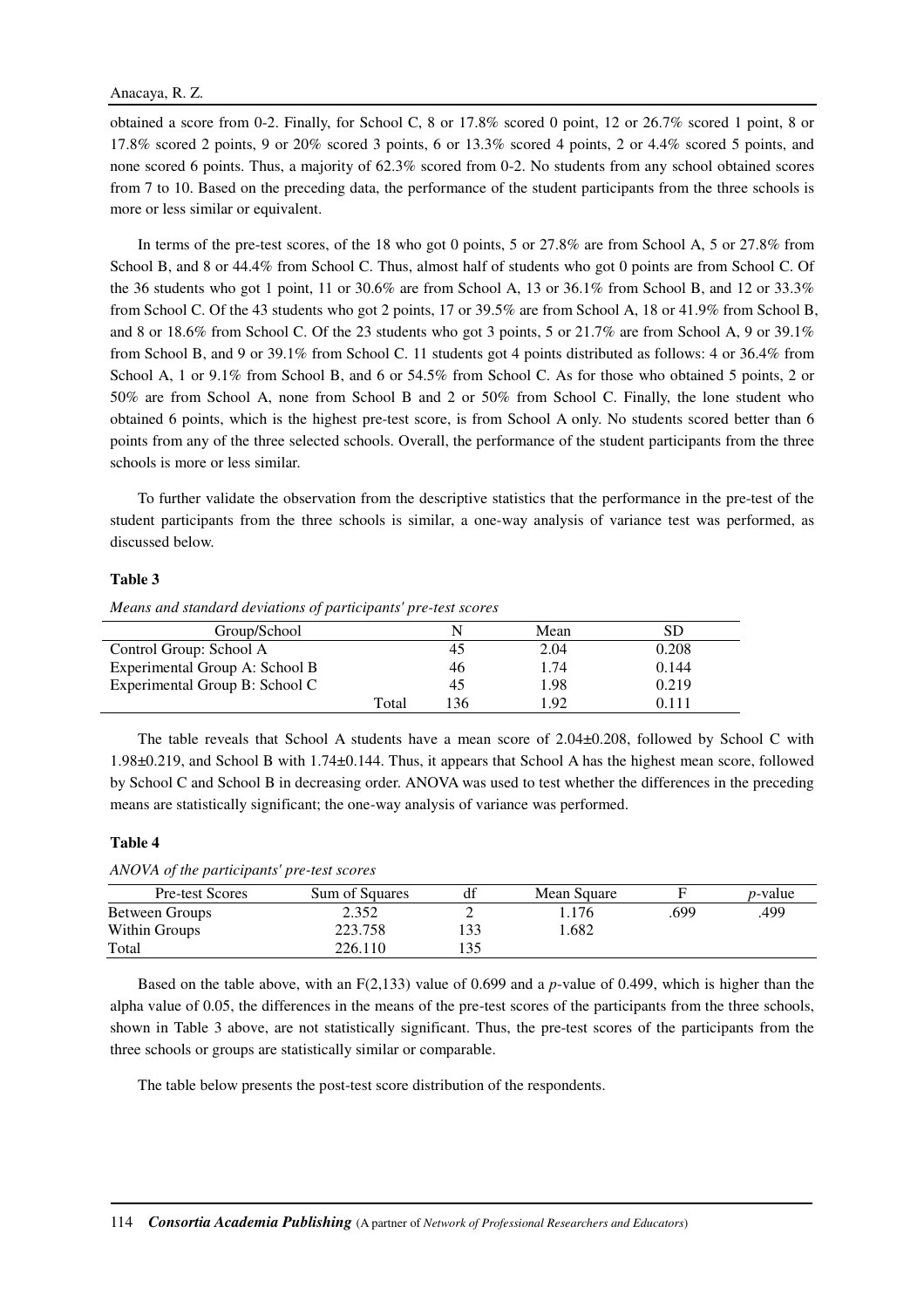obtained a score from 0-2. Finally, for School C, 8 or 17.8% scored 0 point, 12 or 26.7% scored 1 point, 8 or 17.8% scored 2 points, 9 or 20% scored 3 points, 6 or 13.3% scored 4 points, 2 or 4.4% scored 5 points, and none scored 6 points. Thus, a majority of 62.3% scored from 0-2. No students from any school obtained scores from 7 to 10. Based on the preceding data, the performance of the student participants from the three schools is more or less similar or equivalent.

In terms of the pre-test scores, of the 18 who got 0 points, 5 or 27.8% are from School A, 5 or 27.8% from School B, and 8 or 44.4% from School C. Thus, almost half of students who got 0 points are from School C. Of the 36 students who got 1 point, 11 or 30.6% are from School A, 13 or 36.1% from School B, and 12 or 33.3% from School C. Of the 43 students who got 2 points, 17 or 39.5% are from School A, 18 or 41.9% from School B, and 8 or 18.6% from School C. Of the 23 students who got 3 points, 5 or 21.7% are from School A, 9 or 39.1% from School B, and 9 or 39.1% from School C. 11 students got 4 points distributed as follows: 4 or 36.4% from School A, 1 or 9.1% from School B, and 6 or 54.5% from School C. As for those who obtained 5 points, 2 or 50% are from School A, none from School B and 2 or 50% from School C. Finally, the lone student who obtained 6 points, which is the highest pre-test score, is from School A only. No students scored better than 6 points from any of the three selected schools. Overall, the performance of the student participants from the three schools is more or less similar.

To further validate the observation from the descriptive statistics that the performance in the pre-test of the student participants from the three schools is similar, a one-way analysis of variance test was performed, as discussed below.

**Table 3**

*Means and standard deviations of participants' pre-test scores*

| Group/School | | N | Mean | SD |
|---|---|---|---|---|
| Control Group: School A | | 45 | 2.04 | 0.208 |
| Experimental Group A: School B | | 46 | 1.74 | 0.144 |
| Experimental Group B: School C | | 45 | 1.98 | 0.219 |
| | Total | 136 | 1.92 | 0.111 |

The table reveals that School A students have a mean score of 2.04±0.208, followed by School C with 1.98±0.219, and School B with 1.74±0.144. Thus, it appears that School A has the highest mean score, followed by School C and School B in decreasing order. ANOVA was used to test whether the differences in the preceding means are statistically significant; the one-way analysis of variance was performed.

**Table 4**

*ANOVA of the participants' pre-test scores*

| Pre-test Scores | Sum of Squares | df | Mean Square | F | *p*-value |
|---|---|---|---|---|---|
| Between Groups | 2.352 | 2 | 1.176 | .699 | .499 |
| Within Groups | 223.758 | 133 | 1.682 | | |
| Total | 226.110 | 135 | | | |

Based on the table above, with an $F(2,133)$ value of 0.699 and a $p$-value of 0.499, which is higher than the alpha value of 0.05, the differences in the means of the pre-test scores of the participants from the three schools, shown in Table 3 above, are not statistically significant. Thus, the pre-test scores of the participants from the three schools or groups are statistically similar or comparable.

The table below presents the post-test score distribution of the respondents.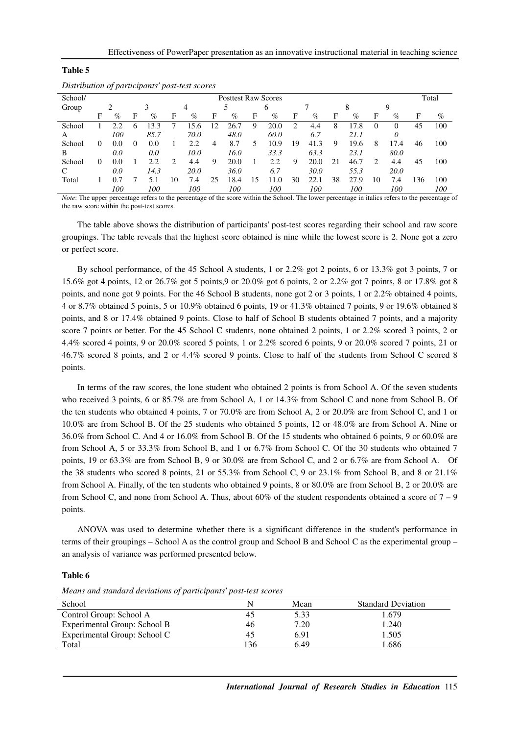**Table 5**

*Distribution of participants' post-test scores*

| School/ Group | Posttest Raw Scores | | | | | | | | | | | | | | | | Total | |
|---|---|---|---|---|---|---|---|---|---|---|---|---|---|---|---|---|---|---|
| | 2 | | 3 | | 4 | | 5 | | 6 | | 7 | | 8 | | 9 | | | |
| | F | % | F | % | F | % | F | % | F | % | F | % | F | % | F | % | F | % |
| School A | 1 | 2.2 *100* | 6 | 13.3 *85.7* | 7 | 15.6 *70.0* | 12 | 26.7 *48.0* | 9 | 20.0 *60.0* | 2 | 4.4 *6.7* | 8 | 17.8 *21.1* | 0 | 0 *0* | 45 | 100 |
| School B | 0 | 0.0 *0.0* | 0 | 0.0 *0.0* | 1 | 2.2 *10.0* | 4 | 8.7 *16.0* | 5 | 10.9 *33.3* | 19 | 41.3 *63.3* | 9 | 19.6 *23.1* | 8 | 17.4 *80.0* | 46 | 100 |
| School C | 0 | 0.0 *0.0* | 1 | 2.2 *14.3* | 2 | 4.4 *20.0* | 9 | 20.0 *36.0* | 1 | 2.2 *6.7* | 9 | 20.0 *30.0* | 21 | 46.7 *55.3* | 2 | 4.4 *20.0* | 45 | 100 |
| Total | 1 | 0.7 *100* | 7 | 5.1 *100* | 10 | 7.4 *100* | 25 | 18.4 *100* | 15 | 11.0 *100* | 30 | 22.1 *100* | 38 | 27.9 *100* | 10 | 7.4 *100* | 136 | 100 *100* |

*Note*: The upper percentage refers to the percentage of the score within the School. The lower percentage in italics refers to the percentage of the raw score within the post-test scores.

The table above shows the distribution of participants' post-test scores regarding their school and raw score groupings. The table reveals that the highest score obtained is nine while the lowest score is 2. None got a zero or perfect score.

By school performance, of the 45 School A students, 1 or 2.2% got 2 points, 6 or 13.3% got 3 points, 7 or 15.6% got 4 points, 12 or 26.7% got 5 points,9 or 20.0% got 6 points, 2 or 2.2% got 7 points, 8 or 17.8% got 8 points, and none got 9 points. For the 46 School B students, none got 2 or 3 points, 1 or 2.2% obtained 4 points, 4 or 8.7% obtained 5 points, 5 or 10.9% obtained 6 points, 19 or 41.3% obtained 7 points, 9 or 19.6% obtained 8 points, and 8 or 17.4% obtained 9 points. Close to half of School B students obtained 7 points, and a majority score 7 points or better. For the 45 School C students, none obtained 2 points, 1 or 2.2% scored 3 points, 2 or 4.4% scored 4 points, 9 or 20.0% scored 5 points, 1 or 2.2% scored 6 points, 9 or 20.0% scored 7 points, 21 or 46.7% scored 8 points, and 2 or 4.4% scored 9 points. Close to half of the students from School C scored 8 points.

In terms of the raw scores, the lone student who obtained 2 points is from School A. Of the seven students who received 3 points, 6 or 85.7% are from School A, 1 or 14.3% from School C and none from School B. Of the ten students who obtained 4 points, 7 or 70.0% are from School A, 2 or 20.0% are from School C, and 1 or 10.0% are from School B. Of the 25 students who obtained 5 points, 12 or 48.0% are from School A. Nine or 36.0% from School C. And 4 or 16.0% from School B. Of the 15 students who obtained 6 points, 9 or 60.0% are from School A, 5 or 33.3% from School B, and 1 or 6.7% from School C. Of the 30 students who obtained 7 points, 19 or 63.3% are from School B, 9 or 30.0% are from School C, and 2 or 6.7% are from School A. Of the 38 students who scored 8 points, 21 or 55.3% from School C, 9 or 23.1% from School B, and 8 or 21.1% from School A. Finally, of the ten students who obtained 9 points, 8 or 80.0% are from School B, 2 or 20.0% are from School C, and none from School A. Thus, about 60% of the student respondents obtained a score of 7 – 9 points.

ANOVA was used to determine whether there is a significant difference in the student's performance in terms of their groupings – School A as the control group and School B and School C as the experimental group – an analysis of variance was performed presented below.

**Table 6**

*Means and standard deviations of participants' post-test scores*

| School | N | Mean | Standard Deviation |
|---|---|---|---|
| Control Group: School A | 45 | 5.33 | 1.679 |
| Experimental Group: School B | 46 | 7.20 | 1.240 |
| Experimental Group: School C | 45 | 6.91 | 1.505 |
| Total | 136 | 6.49 | 1.686 |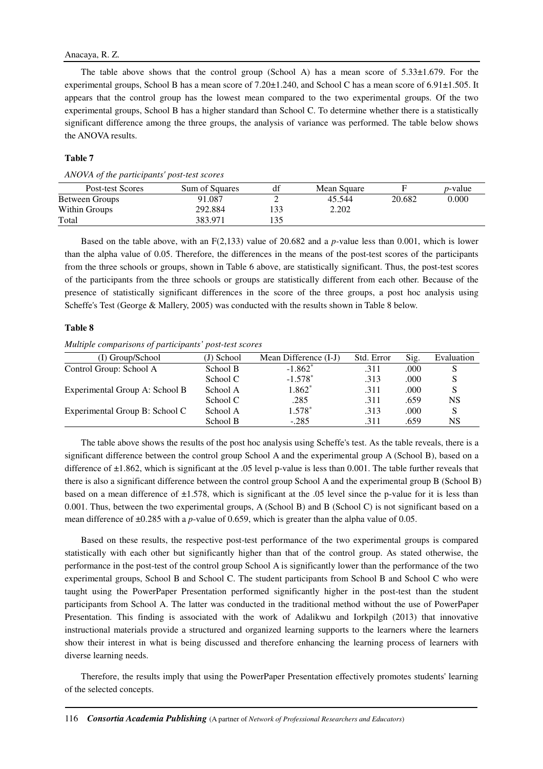The table above shows that the control group (School A) has a mean score of 5.33±1.679. For the experimental groups, School B has a mean score of 7.20±1.240, and School C has a mean score of 6.91±1.505. It appears that the control group has the lowest mean compared to the two experimental groups. Of the two experimental groups, School B has a higher standard than School C. To determine whether there is a statistically significant difference among the three groups, the analysis of variance was performed. The table below shows the ANOVA results.

**Table 7**

*ANOVA of the participants' post-test scores*

| Post-test Scores | Sum of Squares | df | Mean Square | F | *p*-value |
|---|---|---|---|---|---|
| Between Groups | 91.087 | 2 | 45.544 | 20.682 | 0.000 |
| Within Groups | 292.884 | 133 | 2.202 | | |
| Total | 383.971 | 135 | | | |

Based on the table above, with an $F(2,133)$ value of 20.682 and a *p*-value less than 0.001, which is lower than the alpha value of 0.05. Therefore, the differences in the means of the post-test scores of the participants from the three schools or groups, shown in Table 6 above, are statistically significant. Thus, the post-test scores of the participants from the three schools or groups are statistically different from each other. Because of the presence of statistically significant differences in the score of the three groups, a post hoc analysis using Scheffe's Test (George & Mallery, 2005) was conducted with the results shown in Table 8 below.

**Table 8**

*Multiple comparisons of participants' post-test scores*

| (I) Group/School | (J) School | Mean Difference (I-J) | Std. Error | Sig. | Evaluation |
|---|---|---|---|---|---|
| Control Group: School A | School B | -1.862* | .311 | .000 | S |
| | School C | -1.578* | .313 | .000 | S |
| Experimental Group A: School B | School A | 1.862* | .311 | .000 | S |
| | School C | .285 | .311 | .659 | NS |
| Experimental Group B: School C | School A | 1.578* | .313 | .000 | S |
| | School B | -.285 | .311 | .659 | NS |

The table above shows the results of the post hoc analysis using Scheffe's test. As the table reveals, there is a significant difference between the control group School A and the experimental group A (School B), based on a difference of ±1.862, which is significant at the .05 level p-value is less than 0.001. The table further reveals that there is also a significant difference between the control group School A and the experimental group B (School B) based on a mean difference of ±1.578, which is significant at the .05 level since the p-value for it is less than 0.001. Thus, between the two experimental groups, A (School B) and B (School C) is not significant based on a mean difference of ±0.285 with a *p*-value of 0.659, which is greater than the alpha value of 0.05.

Based on these results, the respective post-test performance of the two experimental groups is compared statistically with each other but significantly higher than that of the control group. As stated otherwise, the performance in the post-test of the control group School A is significantly lower than the performance of the two experimental groups, School B and School C. The student participants from School B and School C who were taught using the PowerPaper Presentation performed significantly higher in the post-test than the student participants from School A. The latter was conducted in the traditional method without the use of PowerPaper Presentation. This finding is associated with the work of Adalikwu and Iorkpilgh (2013) that innovative instructional materials provide a structured and organized learning supports to the learners where the learners show their interest in what is being discussed and therefore enhancing the learning process of learners with diverse learning needs.

Therefore, the results imply that using the PowerPaper Presentation effectively promotes students' learning of the selected concepts.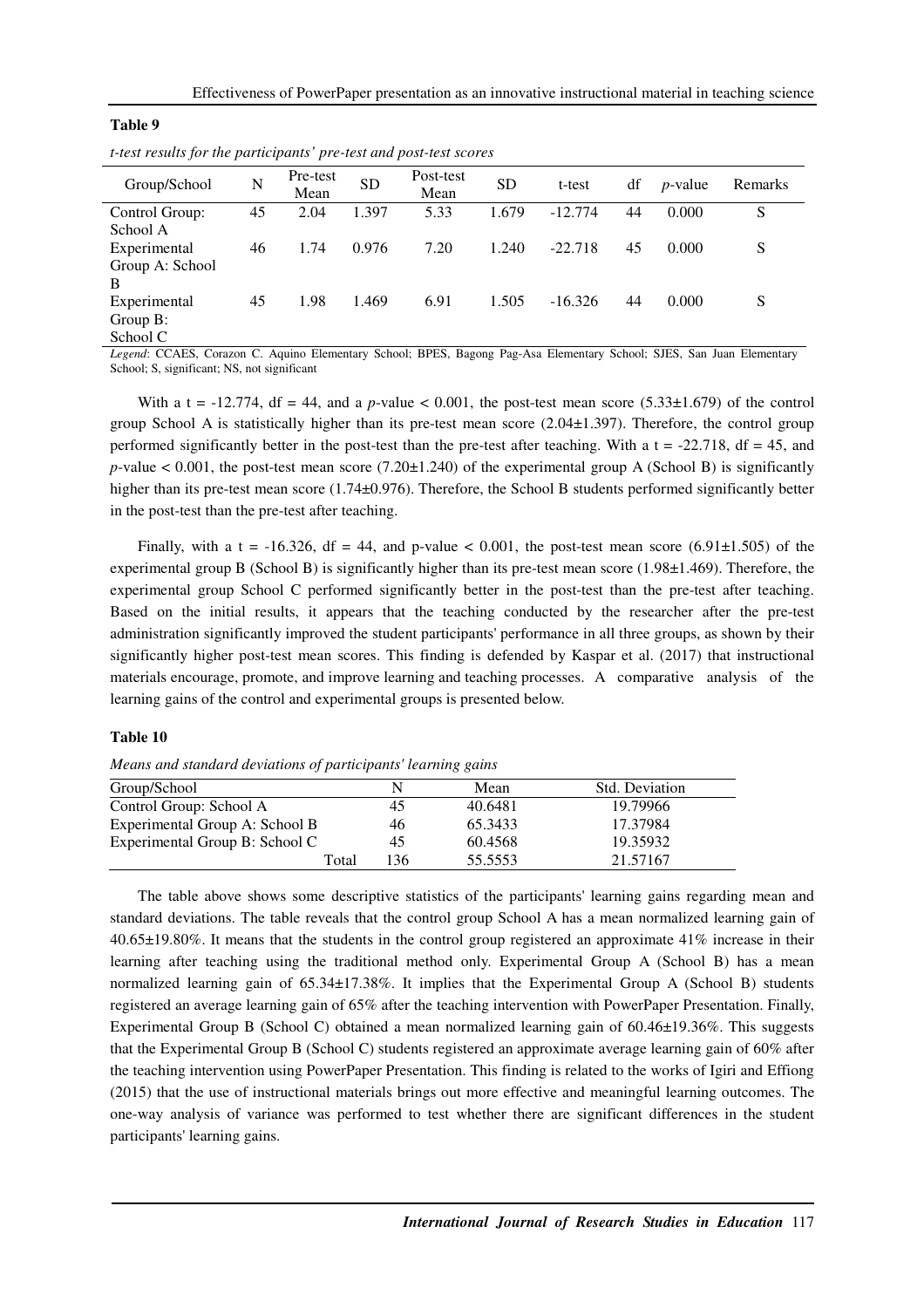**Table 9**

*t-test results for the participants' pre-test and post-test scores*

| Group/School | N | Pre-test Mean | SD | Post-test Mean | SD | t-test | df | *p*-value | Remarks |
|---|---|---|---|---|---|---|---|---|---|
| Control Group: School A | 45 | 2.04 | 1.397 | 5.33 | 1.679 | -12.774 | 44 | 0.000 | S |
| Experimental Group A: School B | 46 | 1.74 | 0.976 | 7.20 | 1.240 | -22.718 | 45 | 0.000 | S |
| Experimental Group B: School C | 45 | 1.98 | 1.469 | 6.91 | 1.505 | -16.326 | 44 | 0.000 | S |

*Legend*: CCAES, Corazon C. Aquino Elementary School; BPES, Bagong Pag-Asa Elementary School; SJES, San Juan Elementary School; S, significant; NS, not significant

With a t = -12.774, df = 44, and a *p*-value < 0.001, the post-test mean score (5.33±1.679) of the control group School A is statistically higher than its pre-test mean score (2.04±1.397). Therefore, the control group performed significantly better in the post-test than the pre-test after teaching. With a t = -22.718, df = 45, and *p*-value < 0.001, the post-test mean score (7.20±1.240) of the experimental group A (School B) is significantly higher than its pre-test mean score (1.74±0.976). Therefore, the School B students performed significantly better in the post-test than the pre-test after teaching.

Finally, with a t = -16.326, df = 44, and p-value < 0.001, the post-test mean score (6.91±1.505) of the experimental group B (School B) is significantly higher than its pre-test mean score (1.98±1.469). Therefore, the experimental group School C performed significantly better in the post-test than the pre-test after teaching. Based on the initial results, it appears that the teaching conducted by the researcher after the pre-test administration significantly improved the student participants' performance in all three groups, as shown by their significantly higher post-test mean scores. This finding is defended by Kaspar et al. (2017) that instructional materials encourage, promote, and improve learning and teaching processes. A comparative analysis of the learning gains of the control and experimental groups is presented below.

**Table 10**

*Means and standard deviations of participants' learning gains*

| Group/School | N | Mean | Std. Deviation |
|---|---|---|---|
| Control Group: School A | 45 | 40.6481 | 19.79966 |
| Experimental Group A: School B | 46 | 65.3433 | 17.37984 |
| Experimental Group B: School C | 45 | 60.4568 | 19.35932 |
| Total | 136 | 55.5553 | 21.57167 |

The table above shows some descriptive statistics of the participants' learning gains regarding mean and standard deviations. The table reveals that the control group School A has a mean normalized learning gain of 40.65±19.80%. It means that the students in the control group registered an approximate 41% increase in their learning after teaching using the traditional method only. Experimental Group A (School B) has a mean normalized learning gain of 65.34±17.38%. It implies that the Experimental Group A (School B) students registered an average learning gain of 65% after the teaching intervention with PowerPaper Presentation. Finally, Experimental Group B (School C) obtained a mean normalized learning gain of 60.46±19.36%. This suggests that the Experimental Group B (School C) students registered an approximate average learning gain of 60% after the teaching intervention using PowerPaper Presentation. This finding is related to the works of Igiri and Effiong (2015) that the use of instructional materials brings out more effective and meaningful learning outcomes. The one-way analysis of variance was performed to test whether there are significant differences in the student participants' learning gains.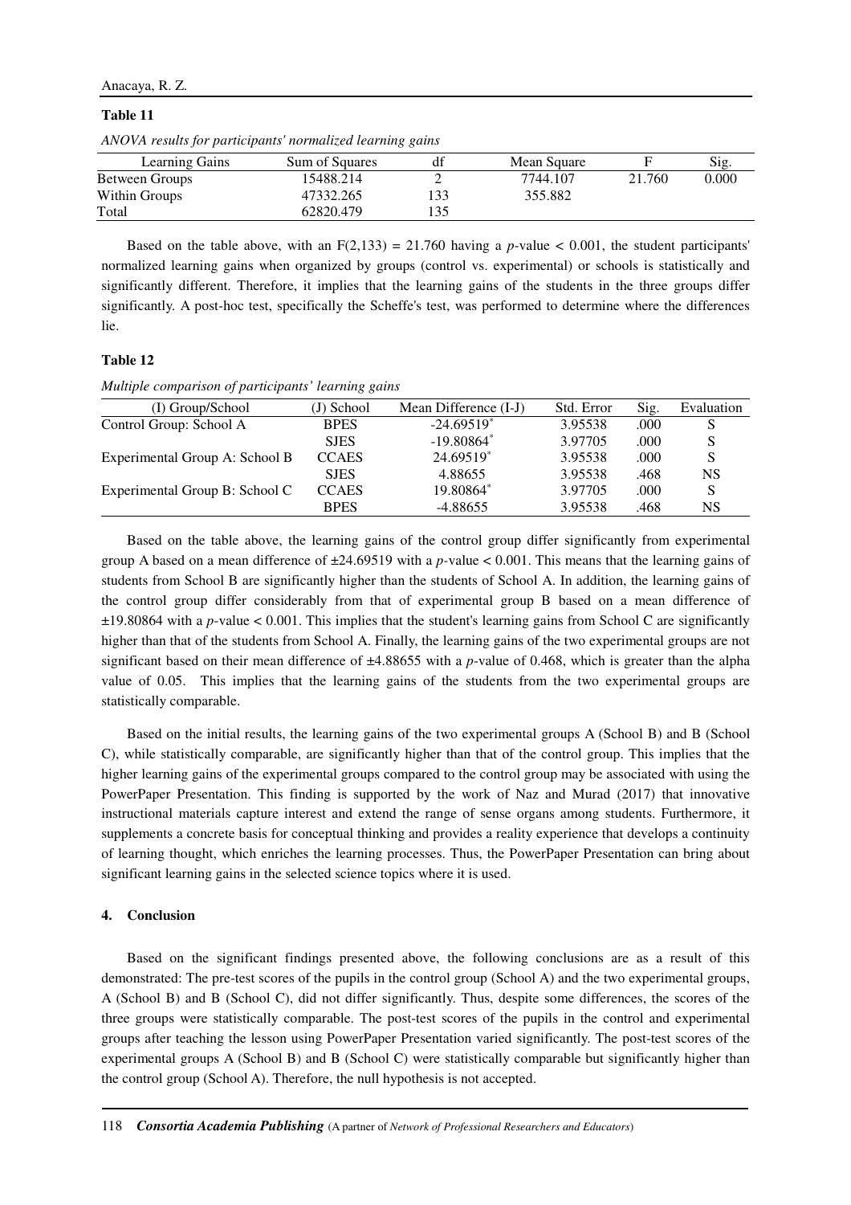**Table 11**

*ANOVA results for participants' normalized learning gains*

| Learning Gains | Sum of Squares | df | Mean Square | F | Sig. |
|---|---|---|---|---|---|
| Between Groups | 15488.214 | 2 | 7744.107 | 21.760 | 0.000 |
| Within Groups | 47332.265 | 133 | 355.882 | | |
| Total | 62820.479 | 135 | | | |

Based on the table above, with an $F(2,133) = 21.760$ having a $p$-value $< 0.001$, the student participants' normalized learning gains when organized by groups (control vs. experimental) or schools is statistically and significantly different. Therefore, it implies that the learning gains of the students in the three groups differ significantly. A post-hoc test, specifically the Scheffe's test, was performed to determine where the differences lie.

**Table 12**

*Multiple comparison of participants' learning gains*

| (I) Group/School | (J) School | Mean Difference (I-J) | Std. Error | Sig. | Evaluation |
|---|---|---|---|---|---|
| Control Group: School A | BPES | -24.69519* | 3.95538 | .000 | S |
| | SJES | -19.80864* | 3.97705 | .000 | S |
| Experimental Group A: School B | CCAES | 24.69519* | 3.95538 | .000 | S |
| | SJES | 4.88655 | 3.95538 | .468 | NS |
| Experimental Group B: School C | CCAES | 19.80864* | 3.97705 | .000 | S |
| | BPES | -4.88655 | 3.95538 | .468 | NS |

Based on the table above, the learning gains of the control group differ significantly from experimental group A based on a mean difference of ±24.69519 with a $p$-value $< 0.001$. This means that the learning gains of students from School B are significantly higher than the students of School A. In addition, the learning gains of the control group differ considerably from that of experimental group B based on a mean difference of ±19.80864 with a $p$-value $< 0.001$. This implies that the student's learning gains from School C are significantly higher than that of the students from School A. Finally, the learning gains of the two experimental groups are not significant based on their mean difference of ±4.88655 with a $p$-value of 0.468, which is greater than the alpha value of 0.05. This implies that the learning gains of the students from the two experimental groups are statistically comparable.

Based on the initial results, the learning gains of the two experimental groups A (School B) and B (School C), while statistically comparable, are significantly higher than that of the control group. This implies that the higher learning gains of the experimental groups compared to the control group may be associated with using the PowerPaper Presentation. This finding is supported by the work of Naz and Murad (2017) that innovative instructional materials capture interest and extend the range of sense organs among students. Furthermore, it supplements a concrete basis for conceptual thinking and provides a reality experience that develops a continuity of learning thought, which enriches the learning processes. Thus, the PowerPaper Presentation can bring about significant learning gains in the selected science topics where it is used.

## 4. Conclusion

Based on the significant findings presented above, the following conclusions are as a result of this demonstrated: The pre-test scores of the pupils in the control group (School A) and the two experimental groups, A (School B) and B (School C), did not differ significantly. Thus, despite some differences, the scores of the three groups were statistically comparable. The post-test scores of the pupils in the control and experimental groups after teaching the lesson using PowerPaper Presentation varied significantly. The post-test scores of the experimental groups A (School B) and B (School C) were statistically comparable but significantly higher than the control group (School A). Therefore, the null hypothesis is not accepted.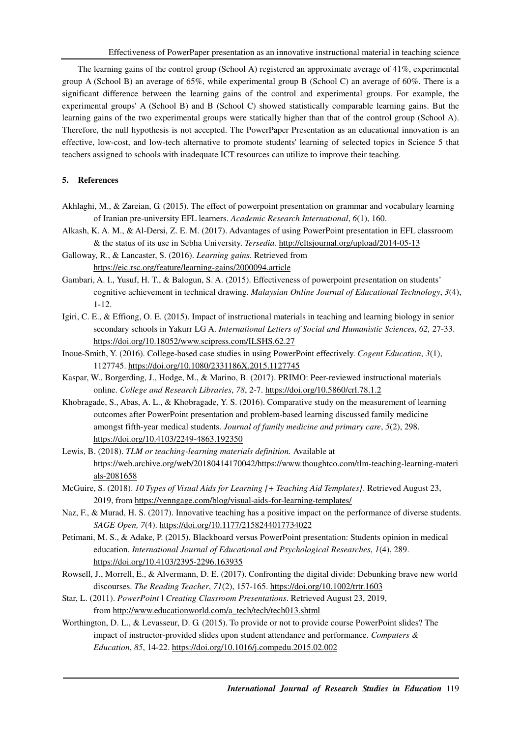The learning gains of the control group (School A) registered an approximate average of 41%, experimental group A (School B) an average of 65%, while experimental group B (School C) an average of 60%. There is a significant difference between the learning gains of the control and experimental groups. For example, the experimental groups' A (School B) and B (School C) showed statistically comparable learning gains. But the learning gains of the two experimental groups were statically higher than that of the control group (School A). Therefore, the null hypothesis is not accepted. The PowerPaper Presentation as an educational innovation is an effective, low-cost, and low-tech alternative to promote students' learning of selected topics in Science 5 that teachers assigned to schools with inadequate ICT resources can utilize to improve their teaching.

## 5. References

Akhlaghi, M., & Zareian, G. (2015). The effect of powerpoint presentation on grammar and vocabulary learning of Iranian pre-university EFL learners. *Academic Research International*, *6*(1), 160.

Alkash, K. A. M., & Al-Dersi, Z. E. M. (2017). Advantages of using PowerPoint presentation in EFL classroom & the status of its use in Sebha University. *Tersedia.* http://eltsjournal.org/upload/2014-05-13

Galloway, R., & Lancaster, S. (2016). *Learning gains*. Retrieved from https://eic.rsc.org/feature/learning-gains/2000094.article

Gambari, A. I., Yusuf, H. T., & Balogun, S. A. (2015). Effectiveness of powerpoint presentation on students' cognitive achievement in technical drawing. *Malaysian Online Journal of Educational Technology*, *3*(4), 1-12.

Igiri, C. E., & Effiong, O. E. (2015). Impact of instructional materials in teaching and learning biology in senior secondary schools in Yakurr LG A. *International Letters of Social and Humanistic Sciences, 62,* 27-33. https://doi.org/10.18052/www.scipress.com/ILSHS.62.27

Inoue-Smith, Y. (2016). College-based case studies in using PowerPoint effectively. *Cogent Education*, *3*(1), 1127745. https://doi.org/10.1080/2331186X.2015.1127745

Kaspar, W., Borgerding, J., Hodge, M., & Marino, B. (2017). PRIMO: Peer-reviewed instructional materials online. *College and Research Libraries*, *78*, 2-7. https://doi.org/10.5860/crl.78.1.2

Khobragade, S., Abas, A. L., & Khobragade, Y. S. (2016). Comparative study on the measurement of learning outcomes after PowerPoint presentation and problem-based learning discussed family medicine amongst fifth-year medical students. *Journal of family medicine and primary care*, *5*(2), 298. https://doi.org/10.4103/2249-4863.192350

Lewis, B. (2018). *TLM or teaching-learning materials definition.* Available at https://web.archive.org/web/20180414170042/https://www.thoughtco.com/tlm-teaching-learning-materials-2081658

McGuire, S. (2018). *10 Types of Visual Aids for Learning [+ Teaching Aid Templates]*. Retrieved August 23, 2019, from https://venngage.com/blog/visual-aids-for-learning-templates/

Naz, F., & Murad, H. S. (2017). Innovative teaching has a positive impact on the performance of diverse students. *SAGE Open, 7*(4). https://doi.org/10.1177/2158244017734022

Petimani, M. S., & Adake, P. (2015). Blackboard versus PowerPoint presentation: Students opinion in medical education. *International Journal of Educational and Psychological Researches*, *1*(4), 289. https://doi.org/10.4103/2395-2296.163935

Rowsell, J., Morrell, E., & Alvermann, D. E. (2017). Confronting the digital divide: Debunking brave new world discourses. *The Reading Teacher*, *71*(2), 157-165. https://doi.org/10.1002/trtr.1603

Star, L. (2011). *PowerPoint | Creating Classroom Presentations*. Retrieved August 23, 2019, from http://www.educationworld.com/a_tech/tech/tech013.shtml

Worthington, D. L., & Levasseur, D. G. (2015). To provide or not to provide course PowerPoint slides? The impact of instructor-provided slides upon student attendance and performance. *Computers & Education*, *85*, 14-22. https://doi.org/10.1016/j.compedu.2015.02.002